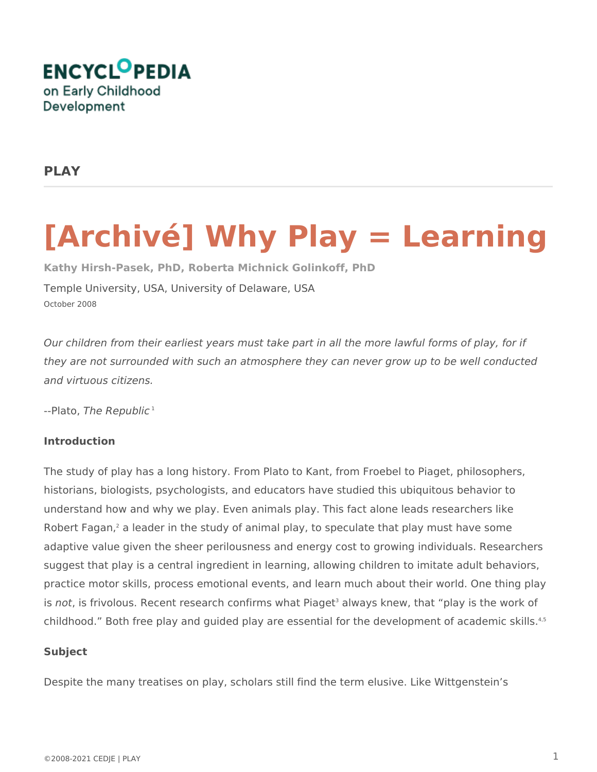ENCYCLOPEDIA on Early Childhood Development

## PLAY

# [Archivé] Why Play = Learning

**Kathy Hirsh-Pasek, PhD, Roberta Michnick Golinkoff, PhD**

Temple University, USA, University of Delaware, USA

October 2008

*Our children from their earliest years must take part in all the more lawful forms of play, for if they are not surrounded with such an atmosphere they can never grow up to be well conducted and virtuous citizens.*

--Plato, *The Republic*[1]

**Introduction**

The study of play has a long history. From Plato to Kant, from Froebel to Piaget, philosophers, historians, biologists, psychologists, and educators have studied this ubiquitous behavior to understand how and why we play. Even animals play. This fact alone leads researchers like Robert Fagan,[2] a leader in the study of animal play, to speculate that play must have some adaptive value given the sheer perilousness and energy cost to growing individuals. Researchers suggest that play is a central ingredient in learning, allowing children to imitate adult behaviors, practice motor skills, process emotional events, and learn much about their world. One thing play is *not*, is frivolous. Recent research confirms what Piaget[3] always knew, that "play is the work of childhood." Both free play and guided play are essential for the development of academic skills.[4,5]

**Subject**

Despite the many treatises on play, scholars still find the term elusive. Like Wittgenstein's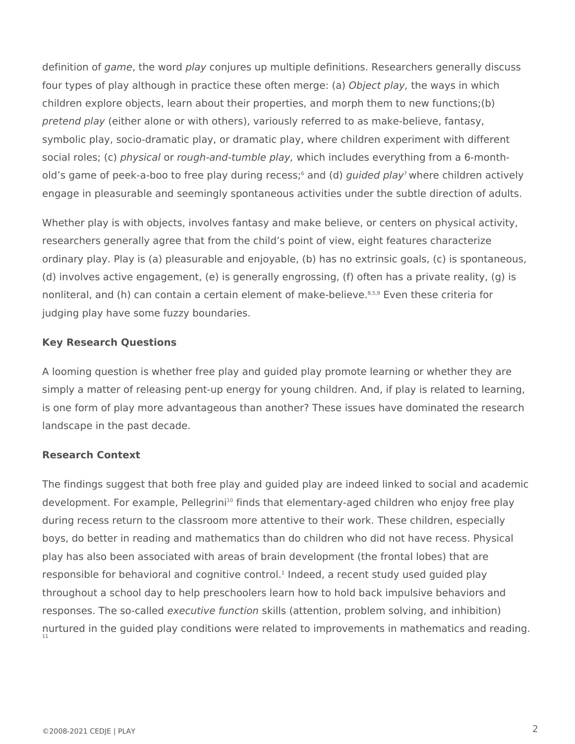definition of *game*, the word *play* conjures up multiple definitions. Researchers generally discuss four types of play although in practice these often merge: (a) *Object play,* the ways in which children explore objects, learn about their properties, and morph them to new functions;(b) *pretend play* (either alone or with others), variously referred to as make-believe, fantasy, symbolic play, socio-dramatic play, or dramatic play, where children experiment with different social roles; (c) *physical* or *rough-and-tumble play,* which includes everything from a 6-month-old's game of peek-a-boo to free play during recess;[6] and (d) *guided play*[7] where children actively engage in pleasurable and seemingly spontaneous activities under the subtle direction of adults.

Whether play is with objects, involves fantasy and make believe, or centers on physical activity, researchers generally agree that from the child's point of view, eight features characterize ordinary play. Play is (a) pleasurable and enjoyable, (b) has no extrinsic goals, (c) is spontaneous, (d) involves active engagement, (e) is generally engrossing, (f) often has a private reality, (g) is nonliteral, and (h) can contain a certain element of make-believe.[8,5,9] Even these criteria for judging play have some fuzzy boundaries.

**Key Research Questions**

A looming question is whether free play and guided play promote learning or whether they are simply a matter of releasing pent-up energy for young children. And, if play is related to learning, is one form of play more advantageous than another? These issues have dominated the research landscape in the past decade.

**Research Context**

The findings suggest that both free play and guided play are indeed linked to social and academic development. For example, Pellegrini[10] finds that elementary-aged children who enjoy free play during recess return to the classroom more attentive to their work. These children, especially boys, do better in reading and mathematics than do children who did not have recess. Physical play has also been associated with areas of brain development (the frontal lobes) that are responsible for behavioral and cognitive control.[1] Indeed, a recent study used guided play throughout a school day to help preschoolers learn how to hold back impulsive behaviors and responses. The so-called *executive function* skills (attention, problem solving, and inhibition) nurtured in the guided play conditions were related to improvements in mathematics and reading.[11]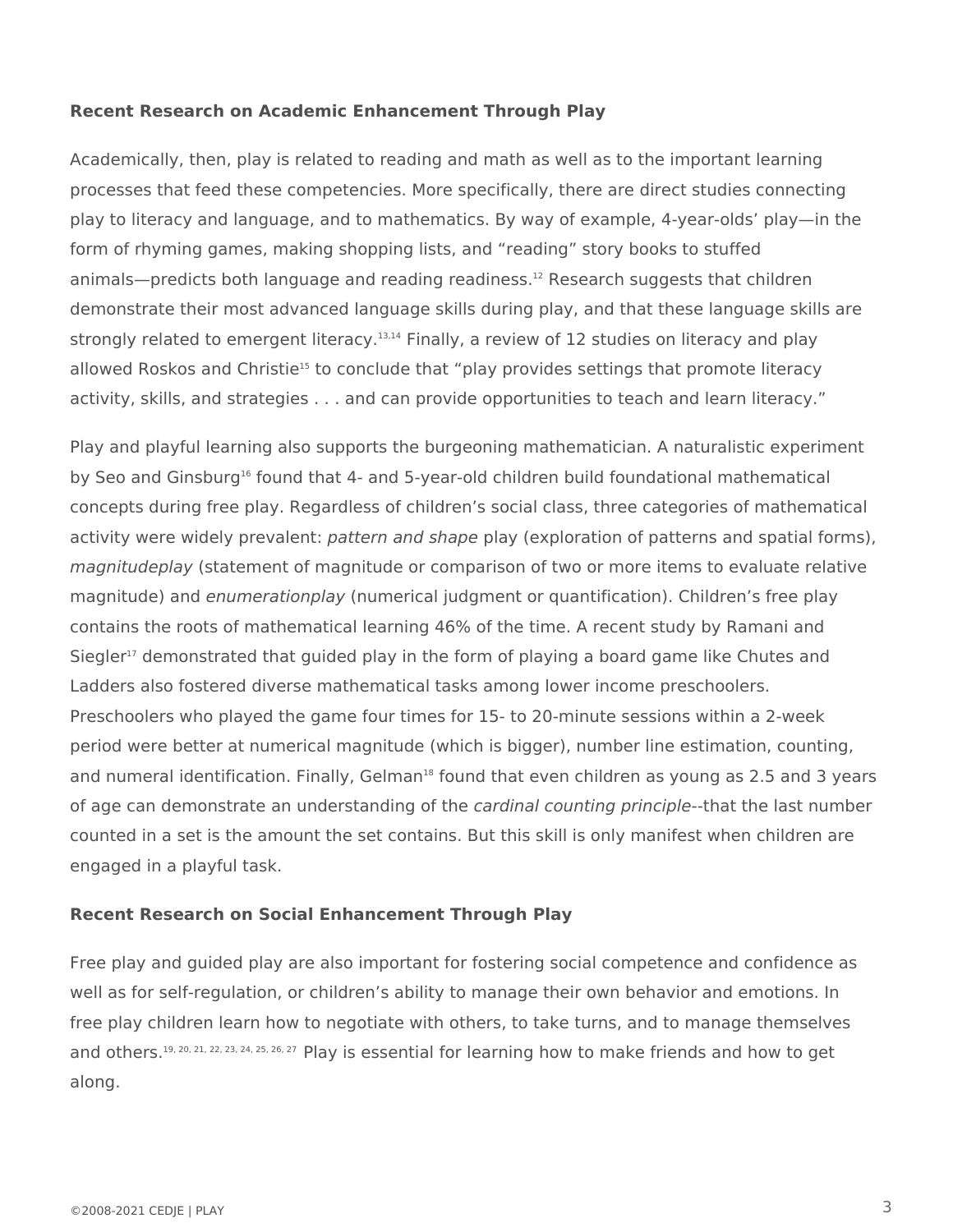**Recent Research on Academic Enhancement Through Play**

Academically, then, play is related to reading and math as well as to the important learning processes that feed these competencies. More specifically, there are direct studies connecting play to literacy and language, and to mathematics. By way of example, 4-year-olds' play—in the form of rhyming games, making shopping lists, and "reading" story books to stuffed animals—predicts both language and reading readiness.[12] Research suggests that children demonstrate their most advanced language skills during play, and that these language skills are strongly related to emergent literacy.[13,14] Finally, a review of 12 studies on literacy and play allowed Roskos and Christie[15] to conclude that "play provides settings that promote literacy activity, skills, and strategies . . . and can provide opportunities to teach and learn literacy."

Play and playful learning also supports the burgeoning mathematician. A naturalistic experiment by Seo and Ginsburg[16] found that 4- and 5-year-old children build foundational mathematical concepts during free play. Regardless of children's social class, three categories of mathematical activity were widely prevalent: *pattern and shape* play (exploration of patterns and spatial forms), *magnitudeplay* (statement of magnitude or comparison of two or more items to evaluate relative magnitude) and *enumerationplay* (numerical judgment or quantification). Children's free play contains the roots of mathematical learning 46% of the time. A recent study by Ramani and Siegler[17] demonstrated that guided play in the form of playing a board game like Chutes and Ladders also fostered diverse mathematical tasks among lower income preschoolers. Preschoolers who played the game four times for 15- to 20-minute sessions within a 2-week period were better at numerical magnitude (which is bigger), number line estimation, counting, and numeral identification. Finally, Gelman[18] found that even children as young as 2.5 and 3 years of age can demonstrate an understanding of the *cardinal counting principle*--that the last number counted in a set is the amount the set contains. But this skill is only manifest when children are engaged in a playful task.

**Recent Research on Social Enhancement Through Play**

Free play and guided play are also important for fostering social competence and confidence as well as for self-regulation, or children's ability to manage their own behavior and emotions. In free play children learn how to negotiate with others, to take turns, and to manage themselves and others.[19, 20, 21, 22, 23, 24, 25, 26, 27] Play is essential for learning how to make friends and how to get along.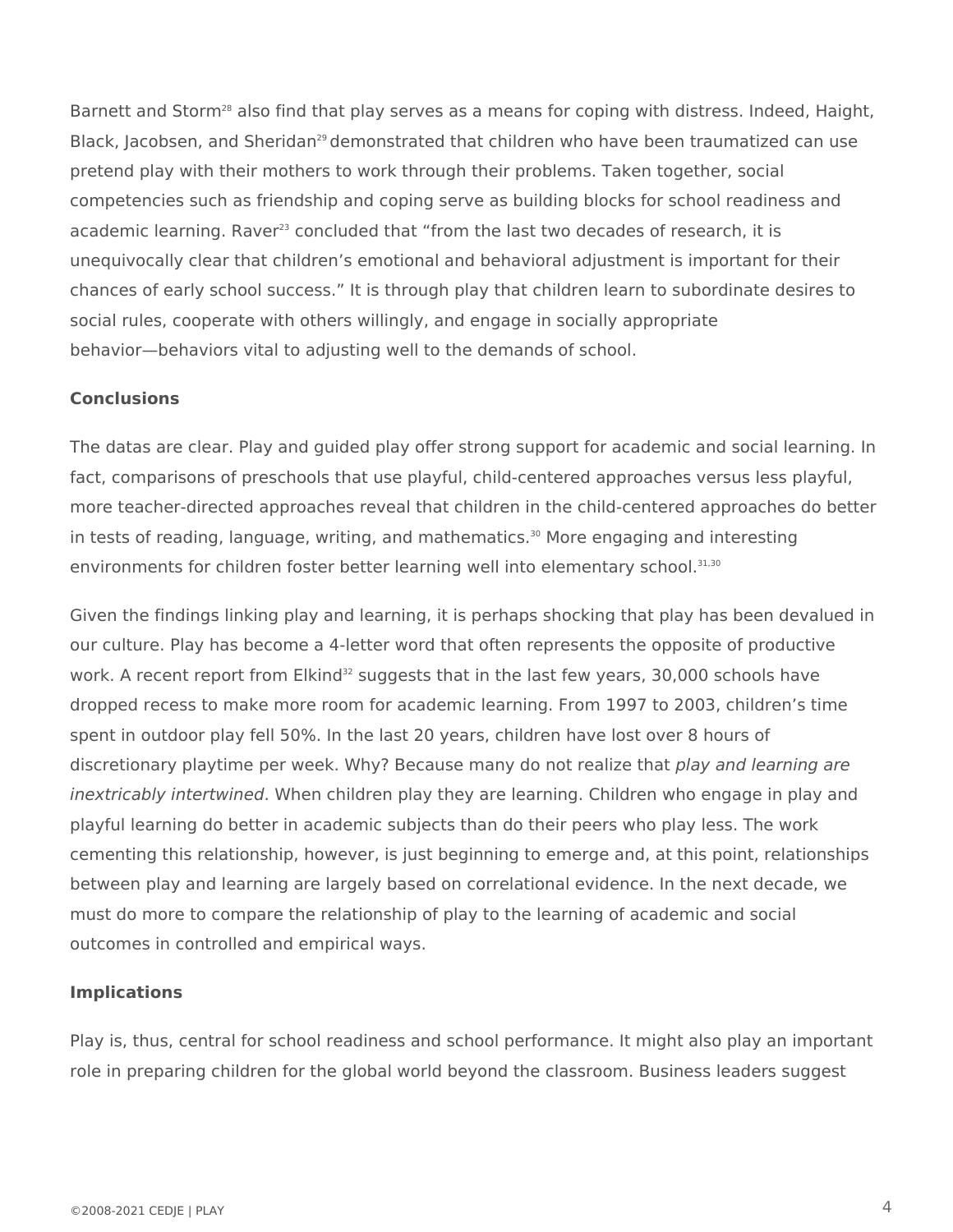Barnett and Storm[28] also find that play serves as a means for coping with distress. Indeed, Haight, Black, Jacobsen, and Sheridan[29] demonstrated that children who have been traumatized can use pretend play with their mothers to work through their problems. Taken together, social competencies such as friendship and coping serve as building blocks for school readiness and academic learning. Raver[23] concluded that "from the last two decades of research, it is unequivocally clear that children's emotional and behavioral adjustment is important for their chances of early school success." It is through play that children learn to subordinate desires to social rules, cooperate with others willingly, and engage in socially appropriate behavior—behaviors vital to adjusting well to the demands of school.

## Conclusions

The datas are clear. Play and guided play offer strong support for academic and social learning. In fact, comparisons of preschools that use playful, child-centered approaches versus less playful, more teacher-directed approaches reveal that children in the child-centered approaches do better in tests of reading, language, writing, and mathematics.[30] More engaging and interesting environments for children foster better learning well into elementary school.[31,30]

Given the findings linking play and learning, it is perhaps shocking that play has been devalued in our culture. Play has become a 4-letter word that often represents the opposite of productive work. A recent report from Elkind[32] suggests that in the last few years, 30,000 schools have dropped recess to make more room for academic learning. From 1997 to 2003, children's time spent in outdoor play fell 50%. In the last 20 years, children have lost over 8 hours of discretionary playtime per week. Why? Because many do not realize that *play and learning are inextricably intertwined*. When children play they are learning. Children who engage in play and playful learning do better in academic subjects than do their peers who play less. The work cementing this relationship, however, is just beginning to emerge and, at this point, relationships between play and learning are largely based on correlational evidence. In the next decade, we must do more to compare the relationship of play to the learning of academic and social outcomes in controlled and empirical ways.

## Implications

Play is, thus, central for school readiness and school performance. It might also play an important role in preparing children for the global world beyond the classroom. Business leaders suggest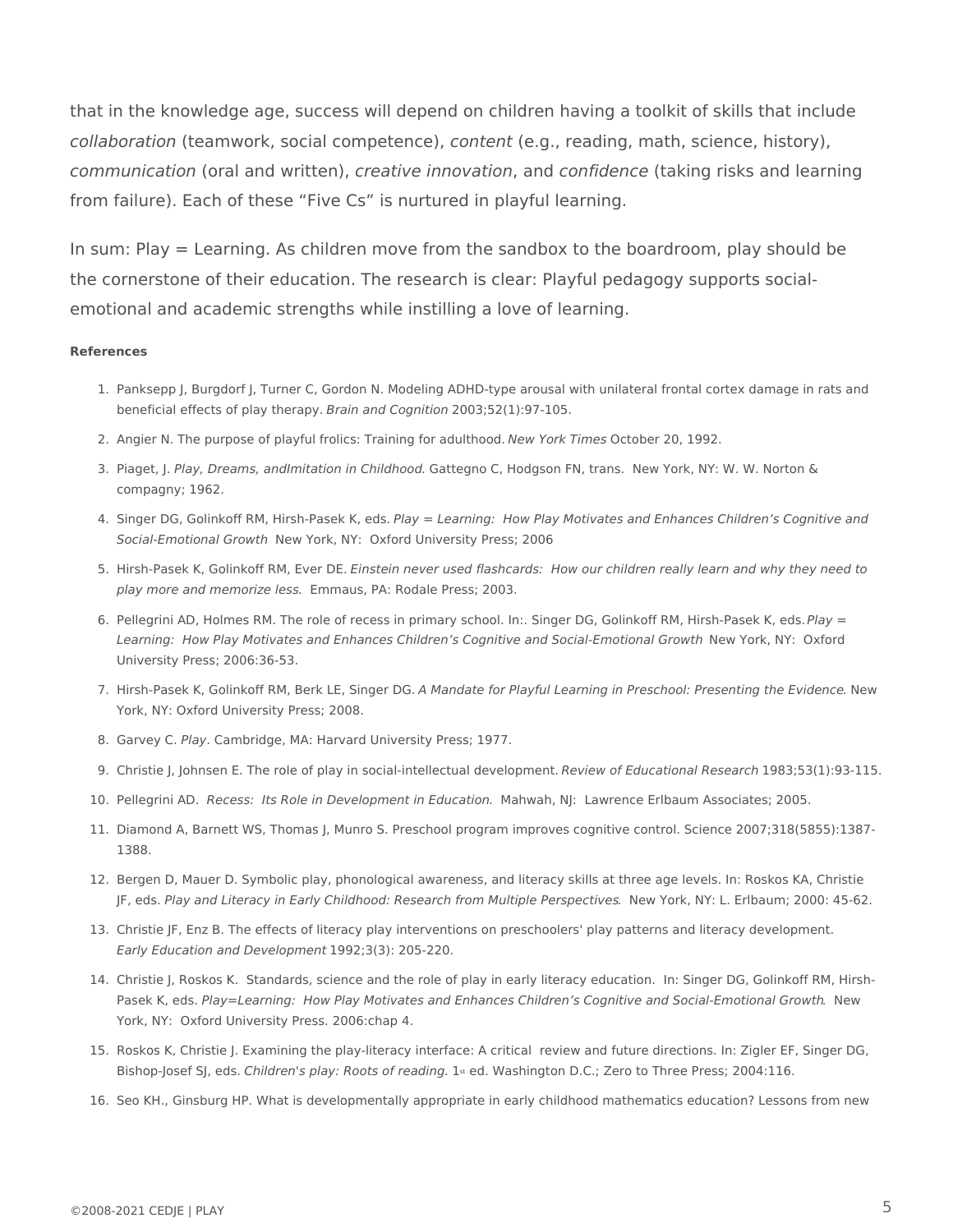that in the knowledge age, success will depend on children having a toolkit of skills that include *collaboration* (teamwork, social competence), *content* (e.g., reading, math, science, history), *communication* (oral and written), *creative innovation*, and *confidence* (taking risks and learning from failure). Each of these "Five Cs" is nurtured in playful learning.

In sum: Play = Learning. As children move from the sandbox to the boardroom, play should be the cornerstone of their education. The research is clear: Playful pedagogy supports social-emotional and academic strengths while instilling a love of learning.

**References**

1. Panksepp J, Burgdorf J, Turner C, Gordon N. Modeling ADHD-type arousal with unilateral frontal cortex damage in rats and beneficial effects of play therapy. *Brain and Cognition* 2003;52(1):97-105.
2. Angier N. The purpose of playful frolics: Training for adulthood. *New York Times* October 20, 1992.
3. Piaget, J. *Play, Dreams, andImitation in Childhood*. Gattegno C, Hodgson FN, trans. New York, NY: W. W. Norton & compagny; 1962.
4. Singer DG, Golinkoff RM, Hirsh-Pasek K, eds. *Play = Learning: How Play Motivates and Enhances Children's Cognitive and Social-Emotional Growth* New York, NY: Oxford University Press; 2006
5. Hirsh-Pasek K, Golinkoff RM, Ever DE. *Einstein never used flashcards: How our children really learn and why they need to play more and memorize less.* Emmaus, PA: Rodale Press; 2003.
6. Pellegrini AD, Holmes RM. The role of recess in primary school. In:. Singer DG, Golinkoff RM, Hirsh-Pasek K, eds. *Play = Learning: How Play Motivates and Enhances Children's Cognitive and Social-Emotional Growth* New York, NY: Oxford University Press; 2006:36-53.
7. Hirsh-Pasek K, Golinkoff RM, Berk LE, Singer DG. *A Mandate for Playful Learning in Preschool: Presenting the Evidence*. New York, NY: Oxford University Press; 2008.
8. Garvey C. *Play*. Cambridge, MA: Harvard University Press; 1977.
9. Christie J, Johnsen E. The role of play in social-intellectual development. *Review of Educational Research* 1983;53(1):93-115.
10. Pellegrini AD. *Recess: Its Role in Development in Education*. Mahwah, NJ: Lawrence Erlbaum Associates; 2005.
11. Diamond A, Barnett WS, Thomas J, Munro S. Preschool program improves cognitive control. Science 2007;318(5855):1387-1388.
12. Bergen D, Mauer D. Symbolic play, phonological awareness, and literacy skills at three age levels. In: Roskos KA, Christie JF, eds. *Play and Literacy in Early Childhood: Research from Multiple Perspectives*. New York, NY: L. Erlbaum; 2000: 45-62.
13. Christie JF, Enz B. The effects of literacy play interventions on preschoolers' play patterns and literacy development. *Early Education and Development* 1992;3(3): 205-220.
14. Christie J, Roskos K. Standards, science and the role of play in early literacy education. In: Singer DG, Golinkoff RM, Hirsh-Pasek K, eds. *Play=Learning: How Play Motivates and Enhances Children's Cognitive and Social-Emotional Growth*. New York, NY: Oxford University Press. 2006:chap 4.
15. Roskos K, Christie J. Examining the play-literacy interface: A critical review and future directions. In: Zigler EF, Singer DG, Bishop-Josef SJ, eds. *Children's play: Roots of reading.* 1st ed. Washington D.C.; Zero to Three Press; 2004:116.
16. Seo KH., Ginsburg HP. What is developmentally appropriate in early childhood mathematics education? Lessons from new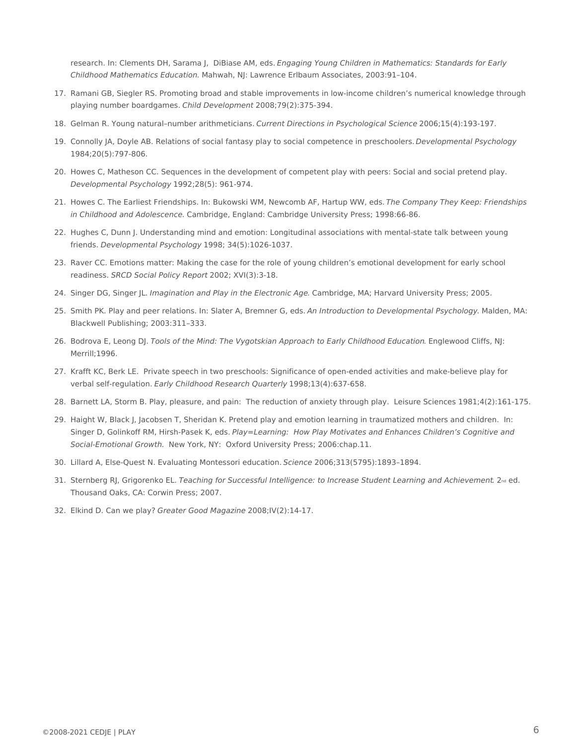research. In: Clements DH, Sarama J, DiBiase AM, eds. *Engaging Young Children in Mathematics: Standards for Early Childhood Mathematics Education*. Mahwah, NJ: Lawrence Erlbaum Associates, 2003:91–104.

17. Ramani GB, Siegler RS. Promoting broad and stable improvements in low-income children's numerical knowledge through playing number boardgames. *Child Development* 2008;79(2):375-394.
18. Gelman R. Young natural–number arithmeticians. *Current Directions in Psychological Science* 2006;15(4):193-197.
19. Connolly JA, Doyle AB. Relations of social fantasy play to social competence in preschoolers. *Developmental Psychology* 1984;20(5):797-806.
20. Howes C, Matheson CC. Sequences in the development of competent play with peers: Social and social pretend play. *Developmental Psychology* 1992;28(5): 961-974.
21. Howes C. The Earliest Friendships. In: Bukowski WM, Newcomb AF, Hartup WW, eds. *The Company They Keep: Friendships in Childhood and Adolescence*. Cambridge, England: Cambridge University Press; 1998:66-86.
22. Hughes C, Dunn J. Understanding mind and emotion: Longitudinal associations with mental-state talk between young friends. *Developmental Psychology* 1998; 34(5):1026-1037.
23. Raver CC. Emotions matter: Making the case for the role of young children's emotional development for early school readiness. *SRCD Social Policy Report* 2002; XVI(3):3-18.
24. Singer DG, Singer JL. *Imagination and Play in the Electronic Age*. Cambridge, MA; Harvard University Press; 2005.
25. Smith PK. Play and peer relations. In: Slater A, Bremner G, eds. *An Introduction to Developmental Psychology*. Malden, MA: Blackwell Publishing; 2003:311–333.
26. Bodrova E, Leong DJ. *Tools of the Mind: The Vygotskian Approach to Early Childhood Education*. Englewood Cliffs, NJ: Merrill;1996.
27. Krafft KC, Berk LE. Private speech in two preschools: Significance of open-ended activities and make-believe play for verbal self-regulation. *Early Childhood Research Quarterly* 1998;13(4):637-658.
28. Barnett LA, Storm B. Play, pleasure, and pain: The reduction of anxiety through play. Leisure Sciences 1981;4(2):161-175.
29. Haight W, Black J, Jacobsen T, Sheridan K. Pretend play and emotion learning in traumatized mothers and children. In: Singer D, Golinkoff RM, Hirsh-Pasek K, eds. *Play=Learning: How Play Motivates and Enhances Children's Cognitive and Social-Emotional Growth*. New York, NY: Oxford University Press; 2006:chap.11.
30. Lillard A, Else-Quest N. Evaluating Montessori education. *Science* 2006;313(5795):1893–1894.
31. Sternberg RJ, Grigorenko EL. *Teaching for Successful Intelligence: to Increase Student Learning and Achievement*. 2nd ed. Thousand Oaks, CA: Corwin Press; 2007.
32. Elkind D. Can we play? *Greater Good Magazine* 2008;IV(2):14-17.